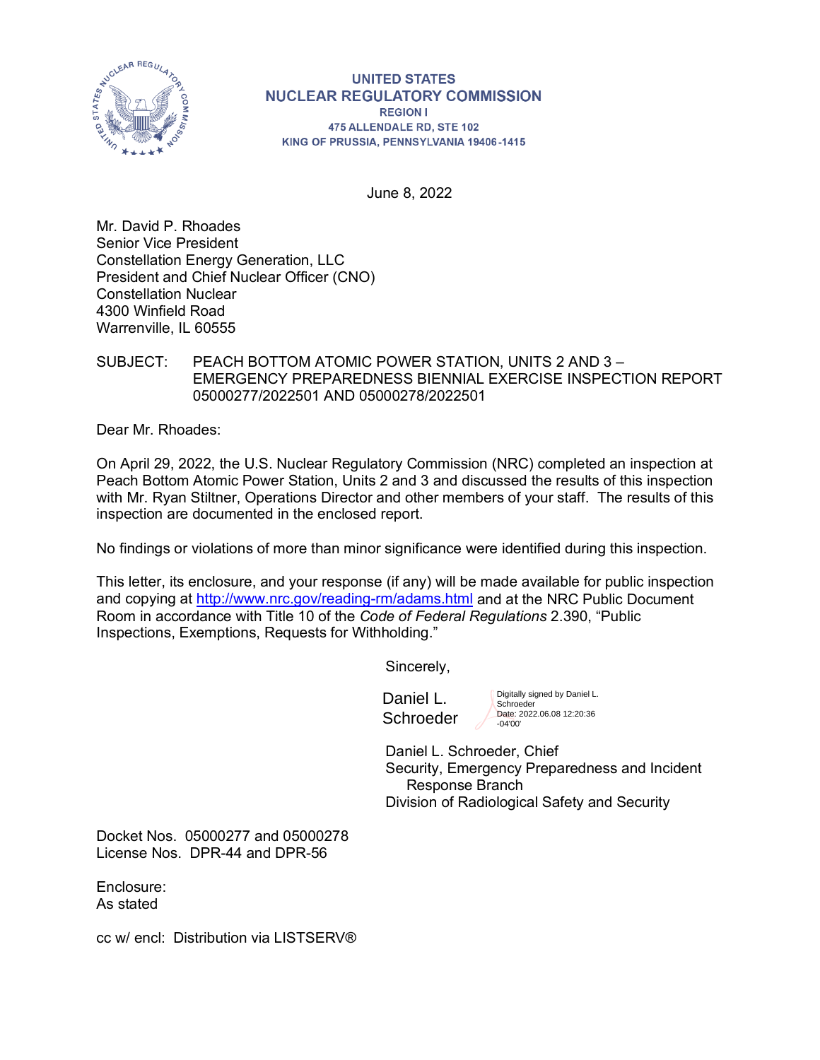UNITED STATES
NUCLEAR REGULATORY COMMISSION
REGION I
475 ALLENDALE RD, STE 102
KING OF PRUSSIA, PENNSYLVANIA 19406-1415

June 8, 2022

Mr. David P. Rhoades
Senior Vice President
Constellation Energy Generation, LLC
President and Chief Nuclear Officer (CNO)
Constellation Nuclear
4300 Winfield Road
Warrenville, IL 60555

SUBJECT: PEACH BOTTOM ATOMIC POWER STATION, UNITS 2 AND 3 – EMERGENCY PREPAREDNESS BIENNIAL EXERCISE INSPECTION REPORT 05000277/2022501 AND 05000278/2022501

Dear Mr. Rhoades:

On April 29, 2022, the U.S. Nuclear Regulatory Commission (NRC) completed an inspection at Peach Bottom Atomic Power Station, Units 2 and 3 and discussed the results of this inspection with Mr. Ryan Stiltner, Operations Director and other members of your staff. The results of this inspection are documented in the enclosed report.

No findings or violations of more than minor significance were identified during this inspection.

This letter, its enclosure, and your response (if any) will be made available for public inspection and copying at http://www.nrc.gov/reading-rm/adams.html and at the NRC Public Document Room in accordance with Title 10 of the *Code of Federal Regulations* 2.390, "Public Inspections, Exemptions, Requests for Withholding."

Sincerely,

Daniel L. Schroeder
Digitally signed by Daniel L. Schroeder
Date: 2022.06.08 12:20:36 -04'00'

Daniel L. Schroeder, Chief
Security, Emergency Preparedness and Incident Response Branch
Division of Radiological Safety and Security

Docket Nos. 05000277 and 05000278
License Nos. DPR-44 and DPR-56

Enclosure:
As stated

cc w/ encl: Distribution via LISTSERV®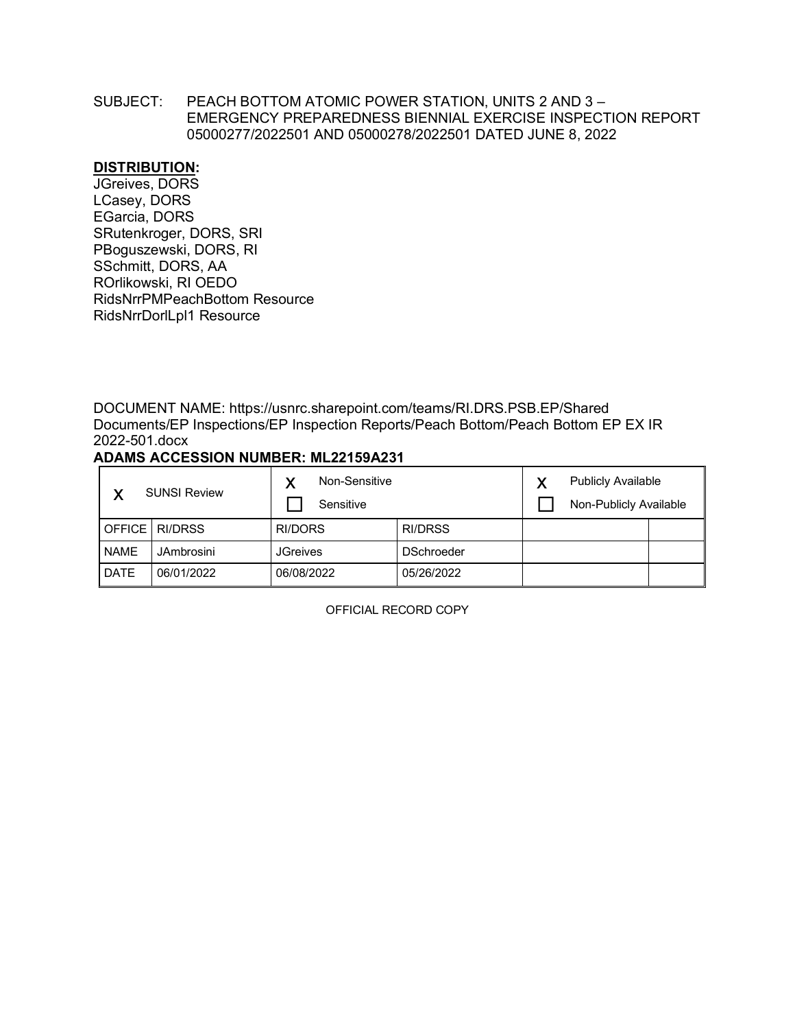SUBJECT: PEACH BOTTOM ATOMIC POWER STATION, UNITS 2 AND 3 – EMERGENCY PREPAREDNESS BIENNIAL EXERCISE INSPECTION REPORT 05000277/2022501 AND 05000278/2022501 DATED JUNE 8, 2022

**DISTRIBUTION:**
JGreives, DORS
LCasey, DORS
EGarcia, DORS
SRutenkroger, DORS, SRI
PBoguszewski, DORS, RI
SSchmitt, DORS, AA
ROrlikowski, RI OEDO
RidsNrrPMPeachBottom Resource
RidsNrrDorlLpl1 Resource

DOCUMENT NAME: https://usnrc.sharepoint.com/teams/RI.DRS.PSB.EP/Shared Documents/EP Inspections/EP Inspection Reports/Peach Bottom/Peach Bottom EP EX IR 2022-501.docx

**ADAMS ACCESSION NUMBER: ML22159A231**

| X SUNSI Review | | X Non-Sensitive ☐ Sensitive | | X Publicly Available ☐ Non-Publicly Available | |
|---|---|---|---|---|---|
| OFFICE | RI/DRSS | RI/DORS | RI/DRSS | | |
| NAME | JAmbrosini | JGreives | DSchroeder | | |
| DATE | 06/01/2022 | 06/08/2022 | 05/26/2022 | | |

OFFICIAL RECORD COPY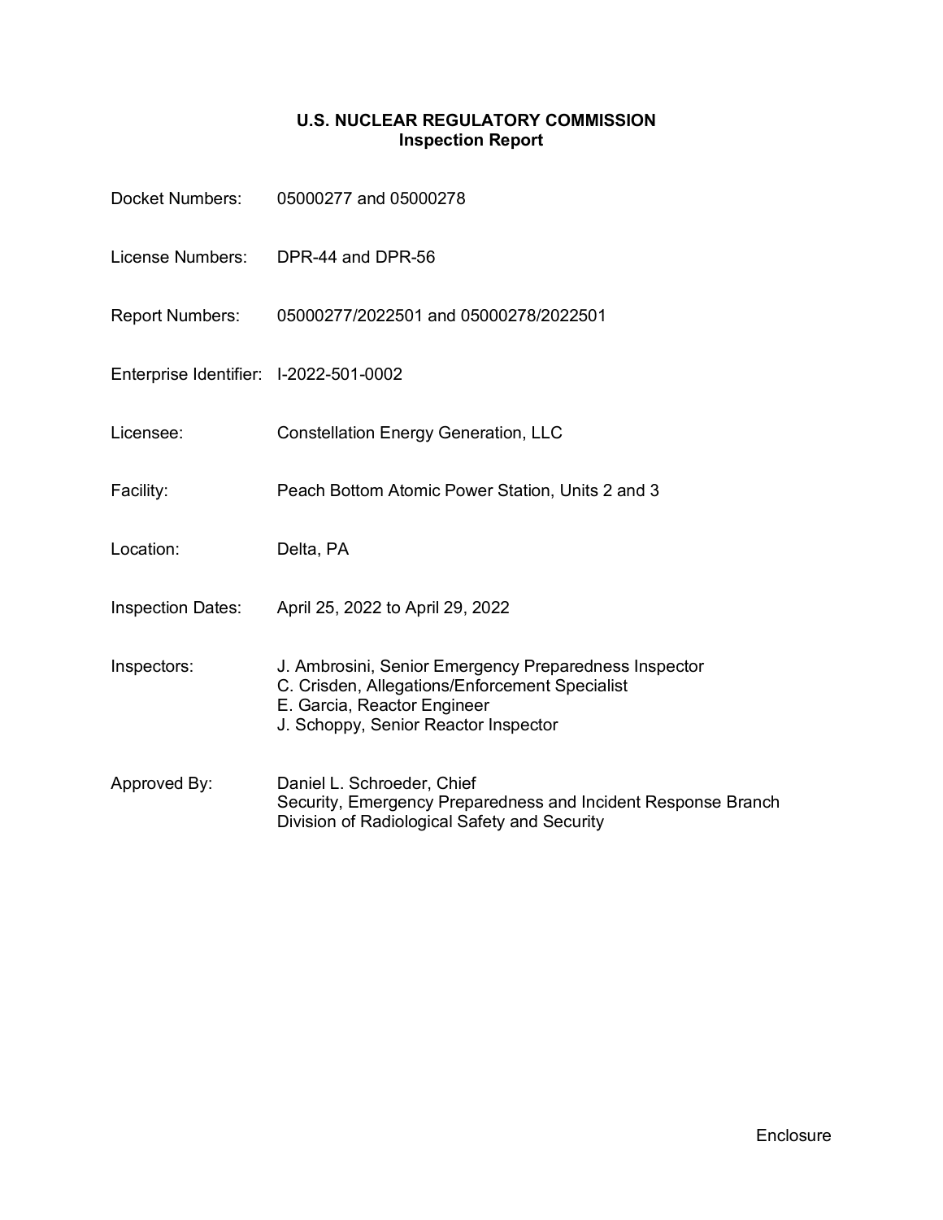# U.S. NUCLEAR REGULATORY COMMISSION
## Inspection Report

| | |
|---|---|
| Docket Numbers: | 05000277 and 05000278 |
| License Numbers: | DPR-44 and DPR-56 |
| Report Numbers: | 05000277/2022501 and 05000278/2022501 |
| Enterprise Identifier: | I-2022-501-0002 |
| Licensee: | Constellation Energy Generation, LLC |
| Facility: | Peach Bottom Atomic Power Station, Units 2 and 3 |
| Location: | Delta, PA |
| Inspection Dates: | April 25, 2022 to April 29, 2022 |
| Inspectors: | J. Ambrosini, Senior Emergency Preparedness Inspector<br>C. Crisden, Allegations/Enforcement Specialist<br>E. Garcia, Reactor Engineer<br>J. Schoppy, Senior Reactor Inspector |
| Approved By: | Daniel L. Schroeder, Chief<br>Security, Emergency Preparedness and Incident Response Branch<br>Division of Radiological Safety and Security |

Enclosure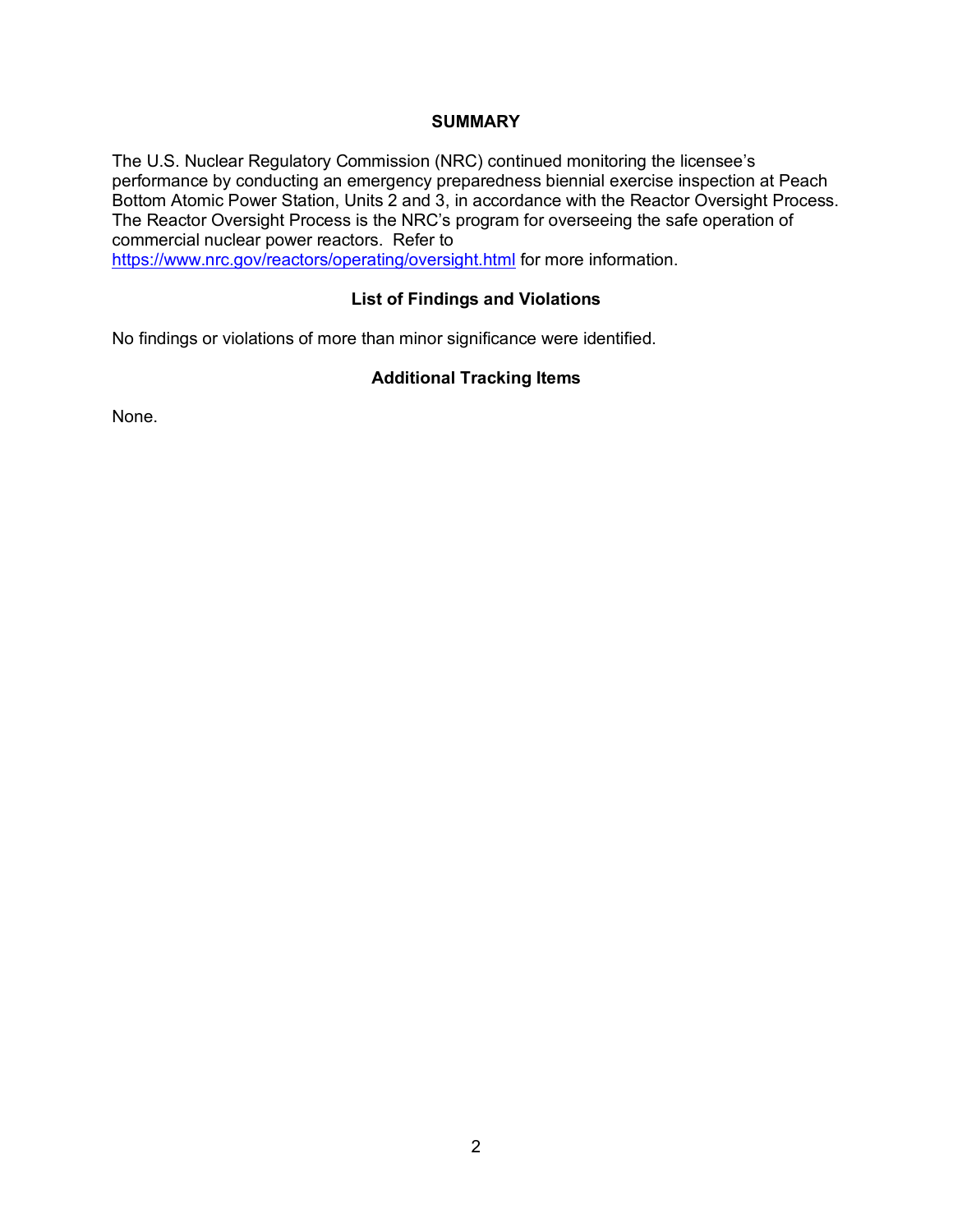## SUMMARY

The U.S. Nuclear Regulatory Commission (NRC) continued monitoring the licensee's performance by conducting an emergency preparedness biennial exercise inspection at Peach Bottom Atomic Power Station, Units 2 and 3, in accordance with the Reactor Oversight Process. The Reactor Oversight Process is the NRC's program for overseeing the safe operation of commercial nuclear power reactors. Refer to https://www.nrc.gov/reactors/operating/oversight.html for more information.

### List of Findings and Violations

No findings or violations of more than minor significance were identified.

### Additional Tracking Items

None.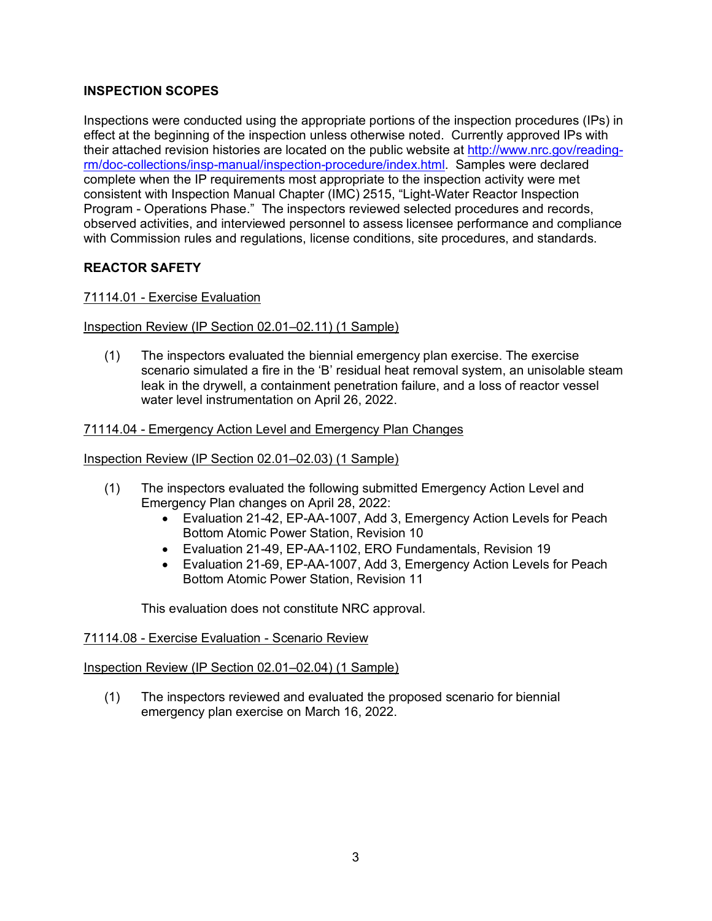## INSPECTION SCOPES

Inspections were conducted using the appropriate portions of the inspection procedures (IPs) in effect at the beginning of the inspection unless otherwise noted. Currently approved IPs with their attached revision histories are located on the public website at http://www.nrc.gov/reading-rm/doc-collections/insp-manual/inspection-procedure/index.html. Samples were declared complete when the IP requirements most appropriate to the inspection activity were met consistent with Inspection Manual Chapter (IMC) 2515, "Light-Water Reactor Inspection Program - Operations Phase." The inspectors reviewed selected procedures and records, observed activities, and interviewed personnel to assess licensee performance and compliance with Commission rules and regulations, license conditions, site procedures, and standards.

## REACTOR SAFETY

### 71114.01 - Exercise Evaluation

#### Inspection Review (IP Section 02.01–02.11) (1 Sample)

(1) The inspectors evaluated the biennial emergency plan exercise. The exercise scenario simulated a fire in the 'B' residual heat removal system, an unisolable steam leak in the drywell, a containment penetration failure, and a loss of reactor vessel water level instrumentation on April 26, 2022.

### 71114.04 - Emergency Action Level and Emergency Plan Changes

#### Inspection Review (IP Section 02.01–02.03) (1 Sample)

(1) The inspectors evaluated the following submitted Emergency Action Level and Emergency Plan changes on April 28, 2022:
   - Evaluation 21-42, EP-AA-1007, Add 3, Emergency Action Levels for Peach Bottom Atomic Power Station, Revision 10
   - Evaluation 21-49, EP-AA-1102, ERO Fundamentals, Revision 19
   - Evaluation 21-69, EP-AA-1007, Add 3, Emergency Action Levels for Peach Bottom Atomic Power Station, Revision 11

   This evaluation does not constitute NRC approval.

### 71114.08 - Exercise Evaluation - Scenario Review

#### Inspection Review (IP Section 02.01–02.04) (1 Sample)

(1) The inspectors reviewed and evaluated the proposed scenario for biennial emergency plan exercise on March 16, 2022.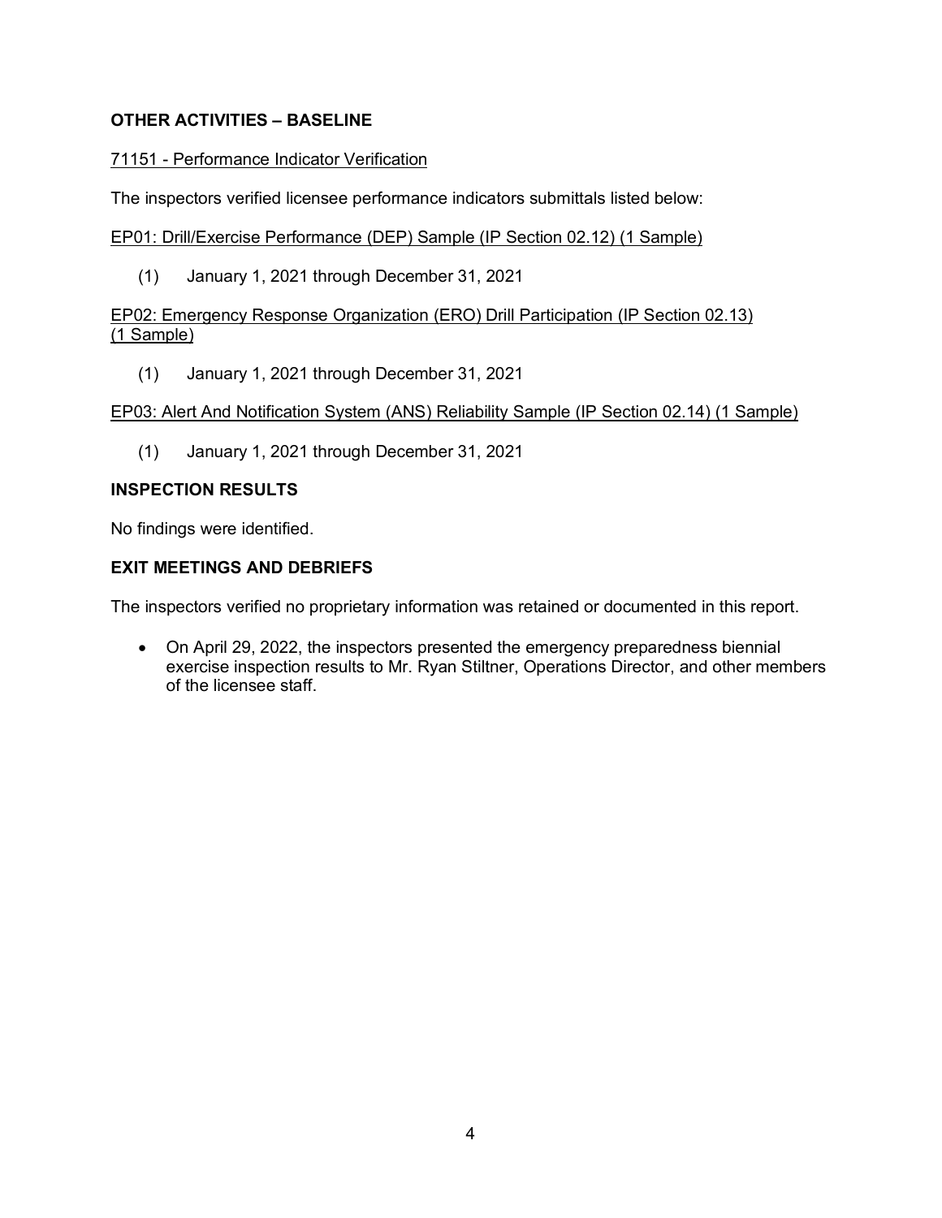## OTHER ACTIVITIES – BASELINE

71151 - Performance Indicator Verification

The inspectors verified licensee performance indicators submittals listed below:

EP01: Drill/Exercise Performance (DEP) Sample (IP Section 02.12) (1 Sample)

(1) January 1, 2021 through December 31, 2021

EP02: Emergency Response Organization (ERO) Drill Participation (IP Section 02.13) (1 Sample)

(1) January 1, 2021 through December 31, 2021

EP03: Alert And Notification System (ANS) Reliability Sample (IP Section 02.14) (1 Sample)

(1) January 1, 2021 through December 31, 2021

## INSPECTION RESULTS

No findings were identified.

## EXIT MEETINGS AND DEBRIEFS

The inspectors verified no proprietary information was retained or documented in this report.

- On April 29, 2022, the inspectors presented the emergency preparedness biennial exercise inspection results to Mr. Ryan Stiltner, Operations Director, and other members of the licensee staff.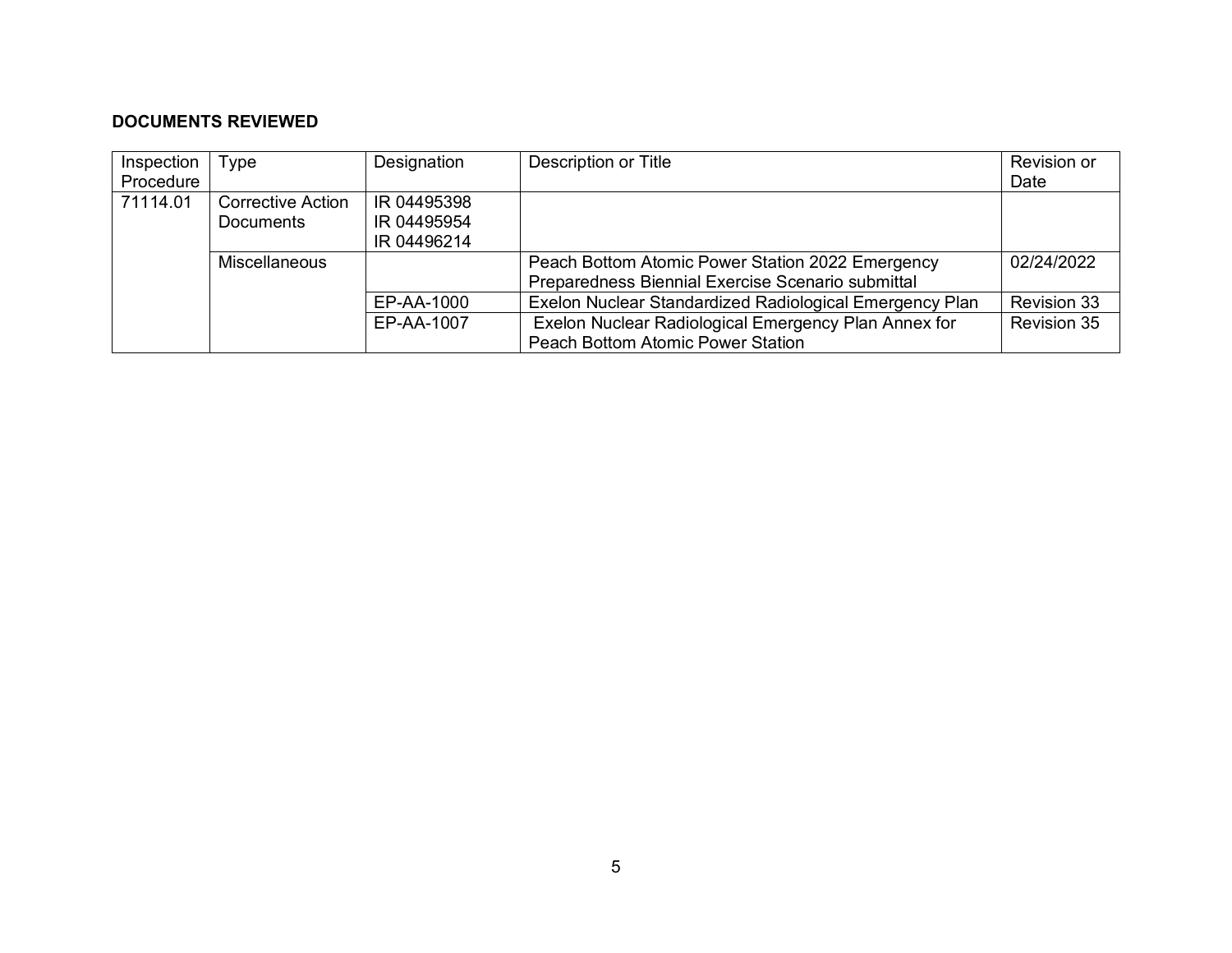**DOCUMENTS REVIEWED**

| Inspection Procedure | Type | Designation | Description or Title | Revision or Date |
|---|---|---|---|---|
| 71114.01 | Corrective Action Documents | IR 04495398<br>IR 04495954<br>IR 04496214 | | |
| | Miscellaneous | | Peach Bottom Atomic Power Station 2022 Emergency Preparedness Biennial Exercise Scenario submittal | 02/24/2022 |
| | | EP-AA-1000 | Exelon Nuclear Standardized Radiological Emergency Plan | Revision 33 |
| | | EP-AA-1007 | Exelon Nuclear Radiological Emergency Plan Annex for Peach Bottom Atomic Power Station | Revision 35 |